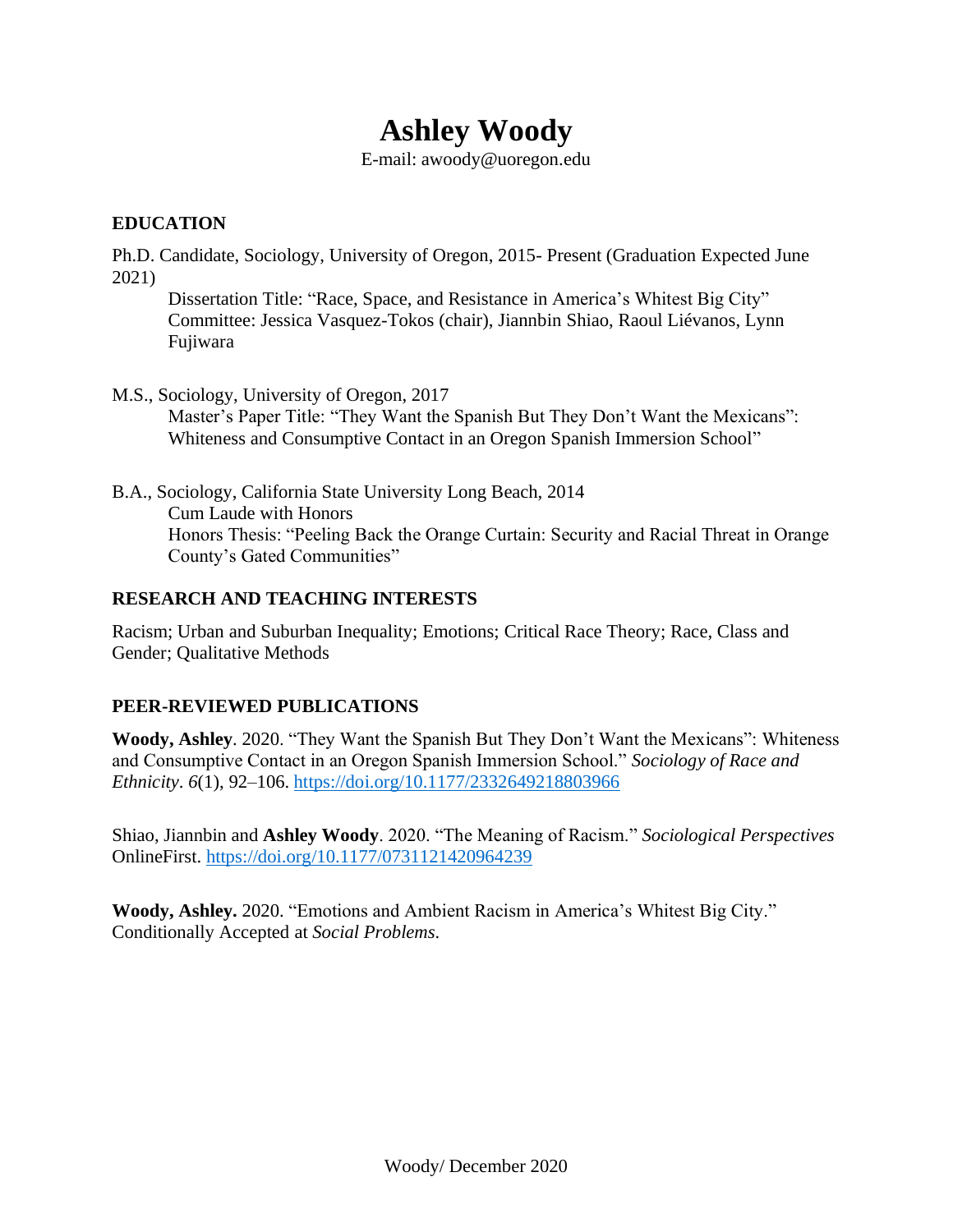# Ashley Woody

E-mail: awoody@uoregon.edu

## EDUCATION

Ph.D. Candidate, Sociology, University of Oregon, 2015- Present (Graduation Expected June 2021)

Dissertation Title: "Race, Space, and Resistance in America's Whitest Big City"
Committee: Jessica Vasquez-Tokos (chair), Jiannbin Shiao, Raoul Liévanos, Lynn Fujiwara

M.S., Sociology, University of Oregon, 2017

Master's Paper Title: "They Want the Spanish But They Don't Want the Mexicans": Whiteness and Consumptive Contact in an Oregon Spanish Immersion School"

B.A., Sociology, California State University Long Beach, 2014

Cum Laude with Honors
Honors Thesis: "Peeling Back the Orange Curtain: Security and Racial Threat in Orange County's Gated Communities"

## RESEARCH AND TEACHING INTERESTS

Racism; Urban and Suburban Inequality; Emotions; Critical Race Theory; Race, Class and Gender; Qualitative Methods

## PEER-REVIEWED PUBLICATIONS

**Woody, Ashley**. 2020. "They Want the Spanish But They Don't Want the Mexicans": Whiteness and Consumptive Contact in an Oregon Spanish Immersion School." *Sociology of Race and Ethnicity*. *6*(1), 92–106. https://doi.org/10.1177/2332649218803966

Shiao, Jiannbin and **Ashley Woody**. 2020. "The Meaning of Racism." *Sociological Perspectives* OnlineFirst. https://doi.org/10.1177/0731121420964239

**Woody, Ashley.** 2020. "Emotions and Ambient Racism in America's Whitest Big City." Conditionally Accepted at *Social Problems.*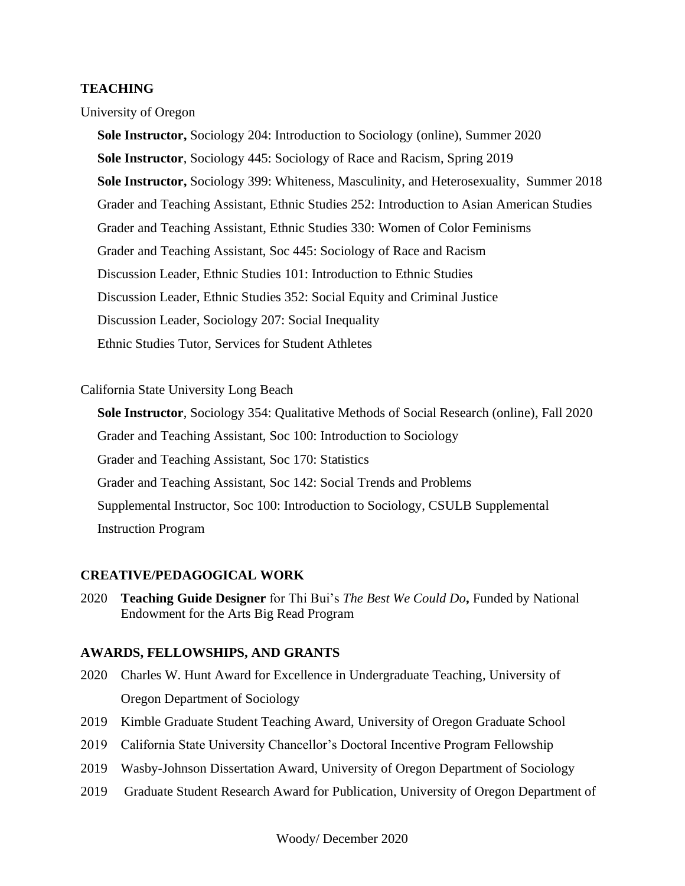## TEACHING

University of Oregon

- **Sole Instructor,** Sociology 204: Introduction to Sociology (online), Summer 2020
- **Sole Instructor**, Sociology 445: Sociology of Race and Racism, Spring 2019
- **Sole Instructor,** Sociology 399: Whiteness, Masculinity, and Heterosexuality, Summer 2018
- Grader and Teaching Assistant, Ethnic Studies 252: Introduction to Asian American Studies
- Grader and Teaching Assistant, Ethnic Studies 330: Women of Color Feminisms
- Grader and Teaching Assistant, Soc 445: Sociology of Race and Racism
- Discussion Leader, Ethnic Studies 101: Introduction to Ethnic Studies
- Discussion Leader, Ethnic Studies 352: Social Equity and Criminal Justice
- Discussion Leader, Sociology 207: Social Inequality
- Ethnic Studies Tutor, Services for Student Athletes

California State University Long Beach

- **Sole Instructor**, Sociology 354: Qualitative Methods of Social Research (online), Fall 2020
- Grader and Teaching Assistant, Soc 100: Introduction to Sociology
- Grader and Teaching Assistant, Soc 170: Statistics
- Grader and Teaching Assistant, Soc 142: Social Trends and Problems
- Supplemental Instructor, Soc 100: Introduction to Sociology, CSULB Supplemental Instruction Program

## CREATIVE/PEDAGOGICAL WORK

2020 **Teaching Guide Designer** for Thi Bui's *The Best We Could Do***,** Funded by National Endowment for the Arts Big Read Program

## AWARDS, FELLOWSHIPS, AND GRANTS

2020 Charles W. Hunt Award for Excellence in Undergraduate Teaching, University of Oregon Department of Sociology

2019 Kimble Graduate Student Teaching Award, University of Oregon Graduate School

2019 California State University Chancellor's Doctoral Incentive Program Fellowship

2019 Wasby-Johnson Dissertation Award, University of Oregon Department of Sociology

2019 Graduate Student Research Award for Publication, University of Oregon Department of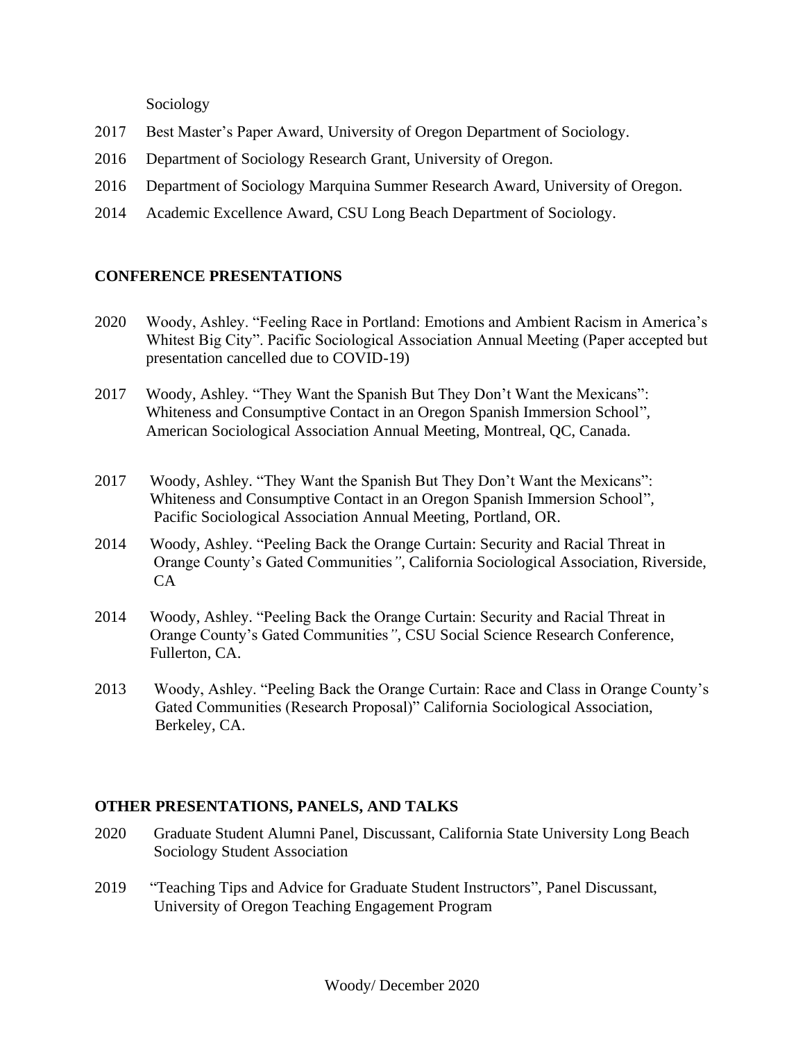Sociology

2017 Best Master's Paper Award, University of Oregon Department of Sociology.

2016 Department of Sociology Research Grant, University of Oregon.

2016 Department of Sociology Marquina Summer Research Award, University of Oregon.

2014 Academic Excellence Award, CSU Long Beach Department of Sociology.

## CONFERENCE PRESENTATIONS

2020 Woody, Ashley. "Feeling Race in Portland: Emotions and Ambient Racism in America's Whitest Big City". Pacific Sociological Association Annual Meeting (Paper accepted but presentation cancelled due to COVID-19)

2017 Woody, Ashley. "They Want the Spanish But They Don't Want the Mexicans": Whiteness and Consumptive Contact in an Oregon Spanish Immersion School", American Sociological Association Annual Meeting, Montreal, QC, Canada.

2017 Woody, Ashley. "They Want the Spanish But They Don't Want the Mexicans": Whiteness and Consumptive Contact in an Oregon Spanish Immersion School", Pacific Sociological Association Annual Meeting, Portland, OR.

2014 Woody, Ashley. "Peeling Back the Orange Curtain: Security and Racial Threat in Orange County's Gated Communities", California Sociological Association, Riverside, CA

2014 Woody, Ashley. "Peeling Back the Orange Curtain: Security and Racial Threat in Orange County's Gated Communities", CSU Social Science Research Conference, Fullerton, CA.

2013 Woody, Ashley. "Peeling Back the Orange Curtain: Race and Class in Orange County's Gated Communities (Research Proposal)" California Sociological Association, Berkeley, CA.

## OTHER PRESENTATIONS, PANELS, AND TALKS

2020 Graduate Student Alumni Panel, Discussant, California State University Long Beach Sociology Student Association

2019 "Teaching Tips and Advice for Graduate Student Instructors", Panel Discussant, University of Oregon Teaching Engagement Program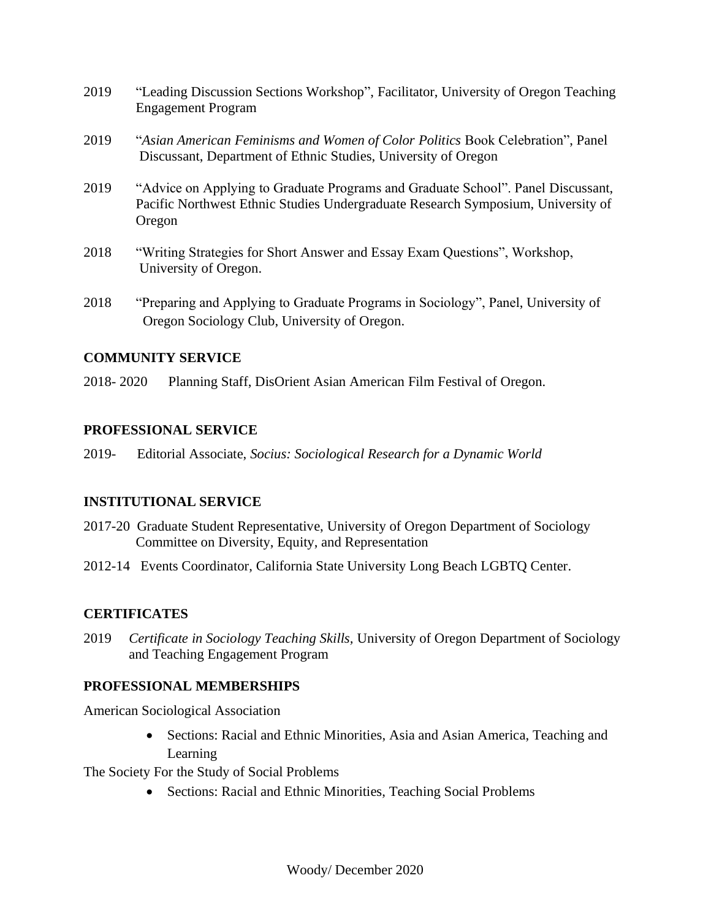2019 "Leading Discussion Sections Workshop", Facilitator, University of Oregon Teaching Engagement Program

2019 "*Asian American Feminisms and Women of Color Politics* Book Celebration", Panel Discussant, Department of Ethnic Studies, University of Oregon

2019 "Advice on Applying to Graduate Programs and Graduate School". Panel Discussant, Pacific Northwest Ethnic Studies Undergraduate Research Symposium, University of Oregon

2018 "Writing Strategies for Short Answer and Essay Exam Questions", Workshop, University of Oregon.

2018 "Preparing and Applying to Graduate Programs in Sociology", Panel, University of Oregon Sociology Club, University of Oregon.

## COMMUNITY SERVICE

2018- 2020 Planning Staff, DisOrient Asian American Film Festival of Oregon.

## PROFESSIONAL SERVICE

2019- Editorial Associate, *Socius: Sociological Research for a Dynamic World*

## INSTITUTIONAL SERVICE

2017-20 Graduate Student Representative, University of Oregon Department of Sociology Committee on Diversity, Equity, and Representation

2012-14 Events Coordinator, California State University Long Beach LGBTQ Center.

## CERTIFICATES

2019 *Certificate in Sociology Teaching Skills,* University of Oregon Department of Sociology and Teaching Engagement Program

## PROFESSIONAL MEMBERSHIPS

American Sociological Association

- Sections: Racial and Ethnic Minorities, Asia and Asian America, Teaching and Learning

The Society For the Study of Social Problems

- Sections: Racial and Ethnic Minorities, Teaching Social Problems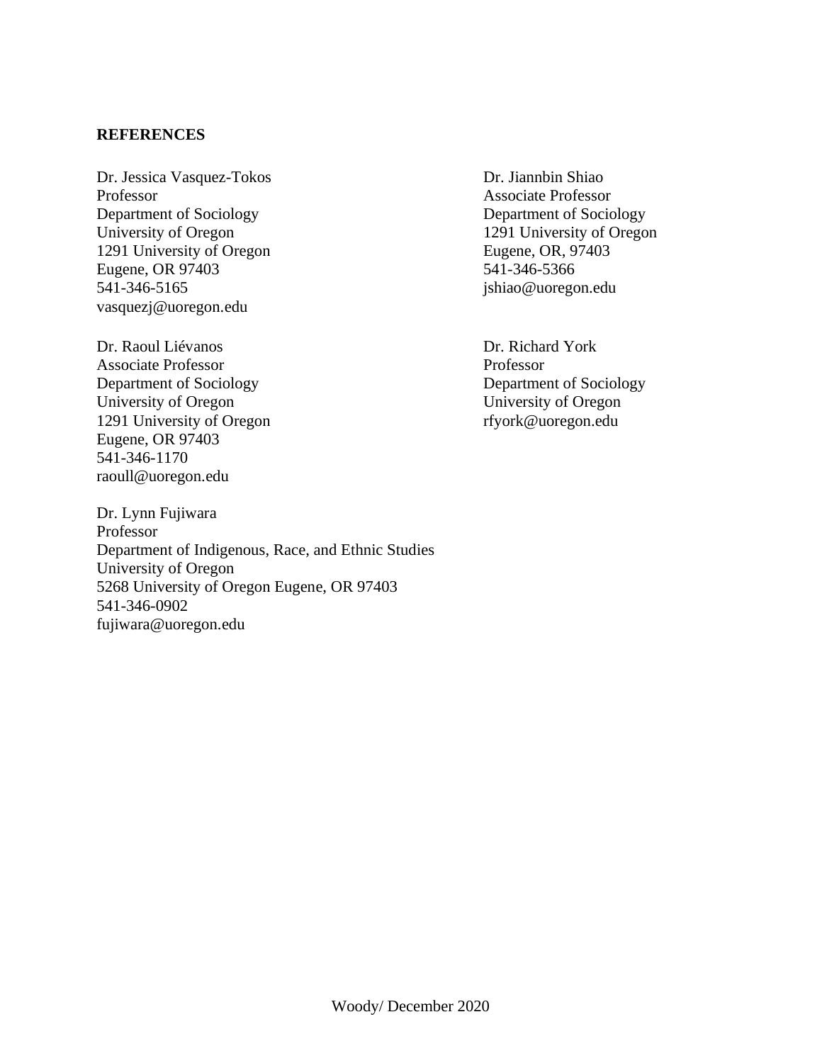**REFERENCES**

Dr. Jessica Vasquez-Tokos
Professor
Department of Sociology
University of Oregon
1291 University of Oregon
Eugene, OR 97403
541-346-5165
vasquezj@uoregon.edu

Dr. Raoul Liévanos
Associate Professor
Department of Sociology
University of Oregon
1291 University of Oregon
Eugene, OR 97403
541-346-1170
raoull@uoregon.edu

Dr. Lynn Fujiwara
Professor
Department of Indigenous, Race, and Ethnic Studies
University of Oregon
5268 University of Oregon Eugene, OR 97403
541-346-0902
fujiwara@uoregon.edu

Dr. Jiannbin Shiao
Associate Professor
Department of Sociology
1291 University of Oregon
Eugene, OR, 97403
541-346-5366
jshiao@uoregon.edu

Dr. Richard York
Professor
Department of Sociology
University of Oregon
rfyork@uoregon.edu